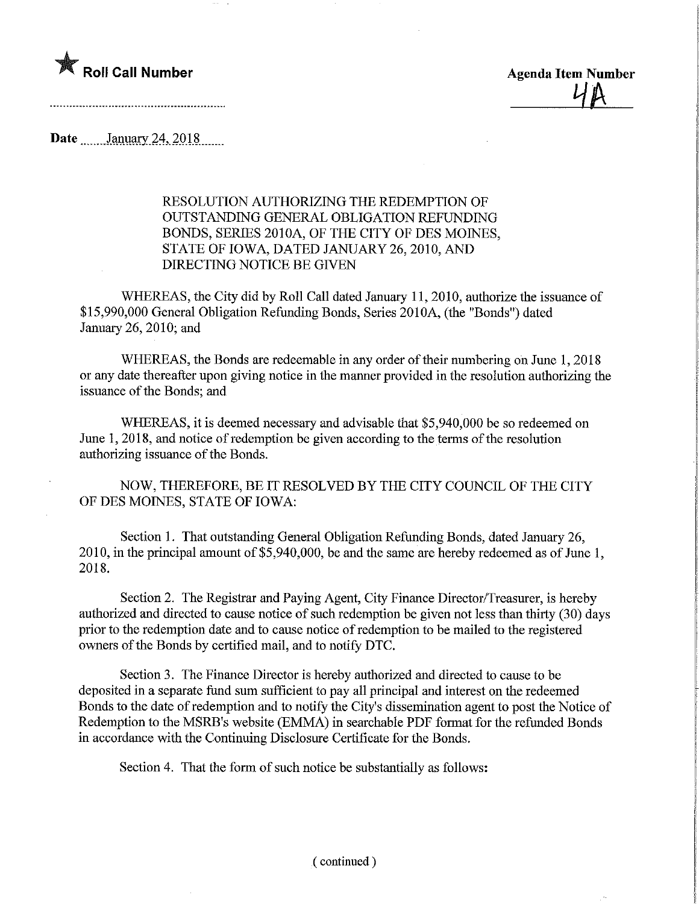★ **Roll Call Number**

**Agenda Item Number**
4A

**Date** January 24, 2018

RESOLUTION AUTHORIZING THE REDEMPTION OF OUTSTANDING GENERAL OBLIGATION REFUNDING BONDS, SERIES 2010A, OF THE CITY OF DES MOINES, STATE OF IOWA, DATED JANUARY 26, 2010, AND DIRECTING NOTICE BE GIVEN

WHEREAS, the City did by Roll Call dated January 11, 2010, authorize the issuance of $15,990,000 General Obligation Refunding Bonds, Series 2010A, (the "Bonds") dated January 26, 2010; and

WHEREAS, the Bonds are redeemable in any order of their numbering on June 1, 2018 or any date thereafter upon giving notice in the manner provided in the resolution authorizing the issuance of the Bonds; and

WHEREAS, it is deemed necessary and advisable that $5,940,000 be so redeemed on June 1, 2018, and notice of redemption be given according to the terms of the resolution authorizing issuance of the Bonds.

NOW, THEREFORE, BE IT RESOLVED BY THE CITY COUNCIL OF THE CITY OF DES MOINES, STATE OF IOWA:

Section 1. That outstanding General Obligation Refunding Bonds, dated January 26, 2010, in the principal amount of $5,940,000, be and the same are hereby redeemed as of June 1, 2018.

Section 2. The Registrar and Paying Agent, City Finance Director/Treasurer, is hereby authorized and directed to cause notice of such redemption be given not less than thirty (30) days prior to the redemption date and to cause notice of redemption to be mailed to the registered owners of the Bonds by certified mail, and to notify DTC.

Section 3. The Finance Director is hereby authorized and directed to cause to be deposited in a separate fund sum sufficient to pay all principal and interest on the redeemed Bonds to the date of redemption and to notify the City's dissemination agent to post the Notice of Redemption to the MSRB's website (EMMA) in searchable PDF format for the refunded Bonds in accordance with the Continuing Disclosure Certificate for the Bonds.

Section 4. That the form of such notice be substantially as follows:

( continued )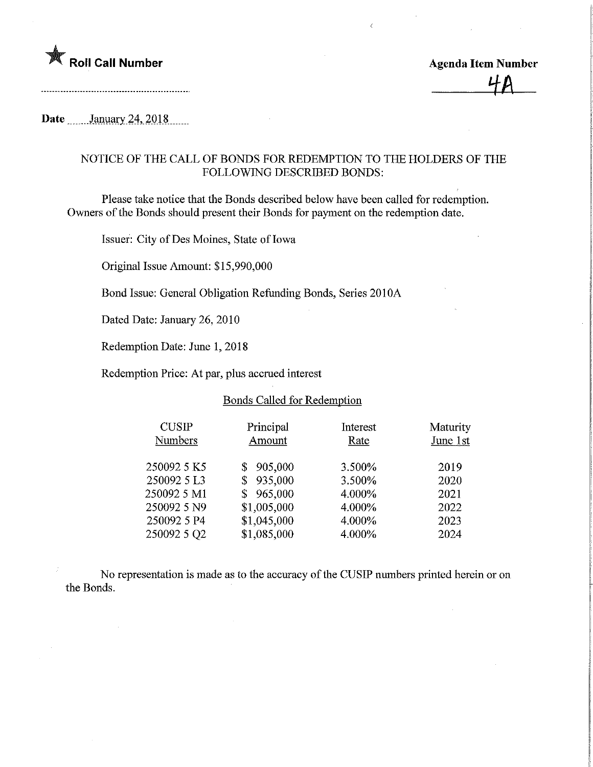**Roll Call Number**

**Agenda Item Number**

4A

**Date** January 24, 2018

NOTICE OF THE CALL OF BONDS FOR REDEMPTION TO THE HOLDERS OF THE FOLLOWING DESCRIBED BONDS:

Please take notice that the Bonds described below have been called for redemption. Owners of the Bonds should present their Bonds for payment on the redemption date.

Issuer: City of Des Moines, State of Iowa

Original Issue Amount: $15,990,000

Bond Issue: General Obligation Refunding Bonds, Series 2010A

Dated Date: January 26, 2010

Redemption Date: June 1, 2018

Redemption Price: At par, plus accrued interest

Bonds Called for Redemption

| CUSIP Numbers | Principal Amount | Interest Rate | Maturity June 1st |
|---|---|---|---|
| 250092 5 K5 | $ 905,000 | 3.500% | 2019 |
| 250092 5 L3 | $ 935,000 | 3.500% | 2020 |
| 250092 5 M1 | $ 965,000 | 4.000% | 2021 |
| 250092 5 N9 | $1,005,000 | 4.000% | 2022 |
| 250092 5 P4 | $1,045,000 | 4.000% | 2023 |
| 250092 5 Q2 | $1,085,000 | 4.000% | 2024 |

No representation is made as to the accuracy of the CUSIP numbers printed herein or on the Bonds.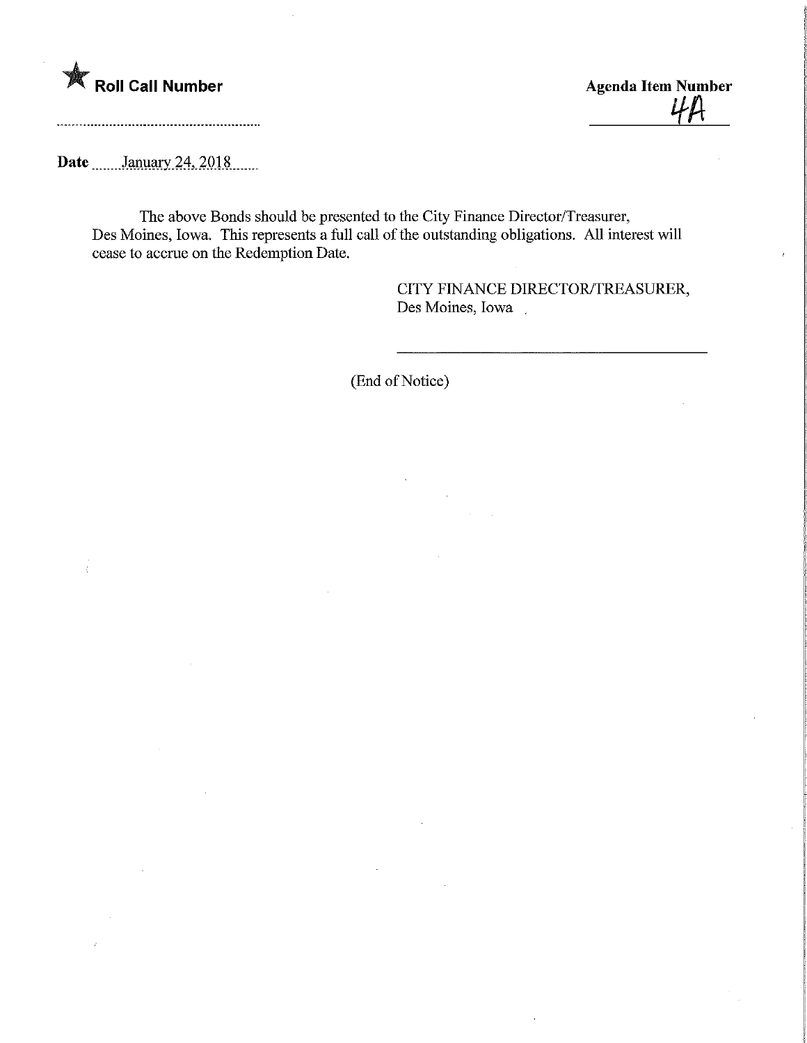★ **Roll Call Number**

**Agenda Item Number**
4A

**Date** January 24, 2018

The above Bonds should be presented to the City Finance Director/Treasurer, Des Moines, Iowa. This represents a full call of the outstanding obligations. All interest will cease to accrue on the Redemption Date.

CITY FINANCE DIRECTOR/TREASURER,
Des Moines, Iowa

(End of Notice)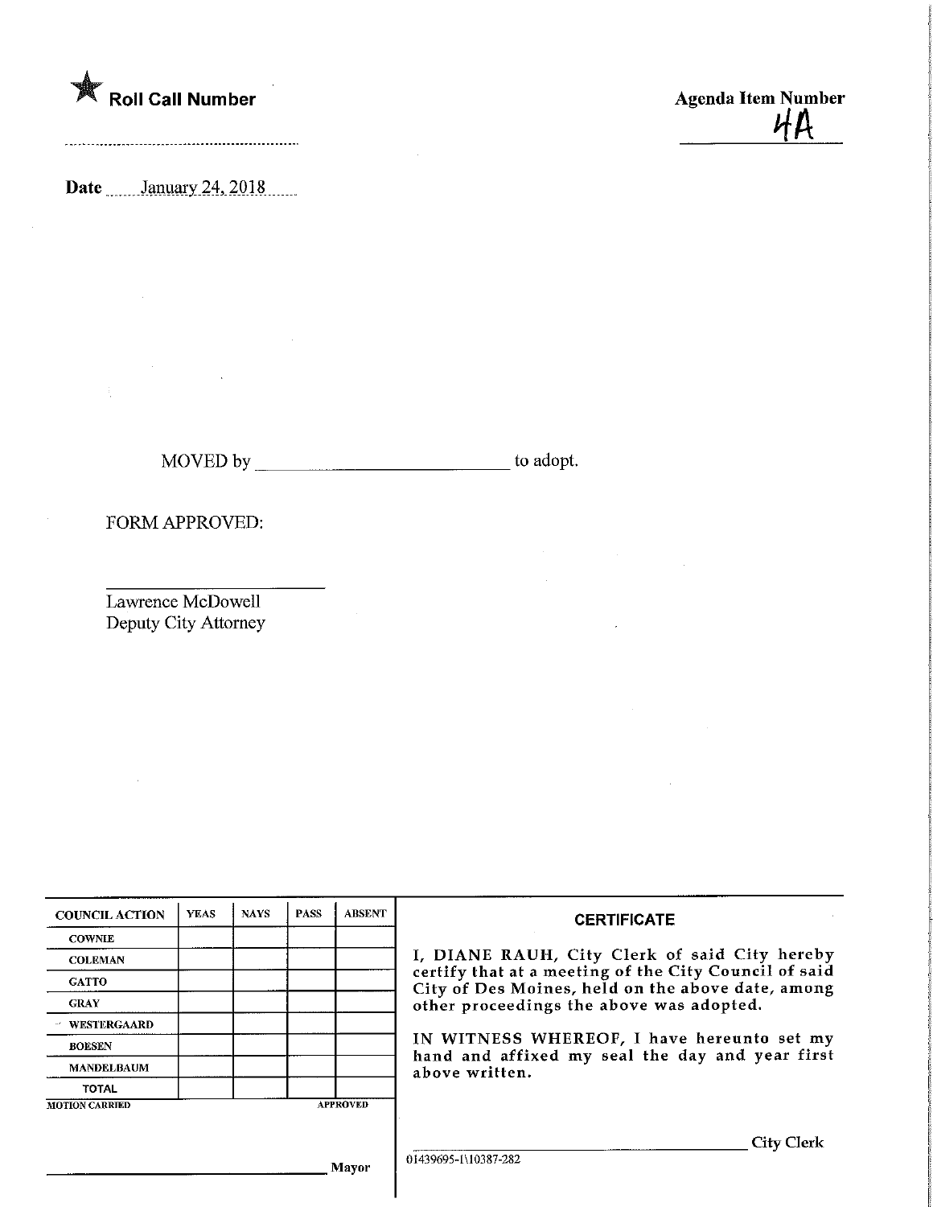★ **Roll Call Number**

**Agenda Item Number**
4A

**Date** January 24, 2018

MOVED by ___________________________ to adopt.

FORM APPROVED:

________________________
Lawrence McDowell
Deputy City Attorney

| COUNCIL ACTION | YEAS | NAYS | PASS | ABSENT |
|---|---|---|---|---|
| COWNIE | | | | |
| COLEMAN | | | | |
| GATTO | | | | |
| GRAY | | | | |
| WESTERGAARD | | | | |
| BOESEN | | | | |
| MANDELBAUM | | | | |
| TOTAL | | | | |

MOTION CARRIED APPROVED

______________________________ Mayor

**CERTIFICATE**

I, DIANE RAUH, City Clerk of said City hereby certify that at a meeting of the City Council of said City of Des Moines, held on the above date, among other proceedings the above was adopted.

IN WITNESS WHEREOF, I have hereunto set my hand and affixed my seal the day and year first above written.

______________________________ City Clerk

01439695-1\10387-282